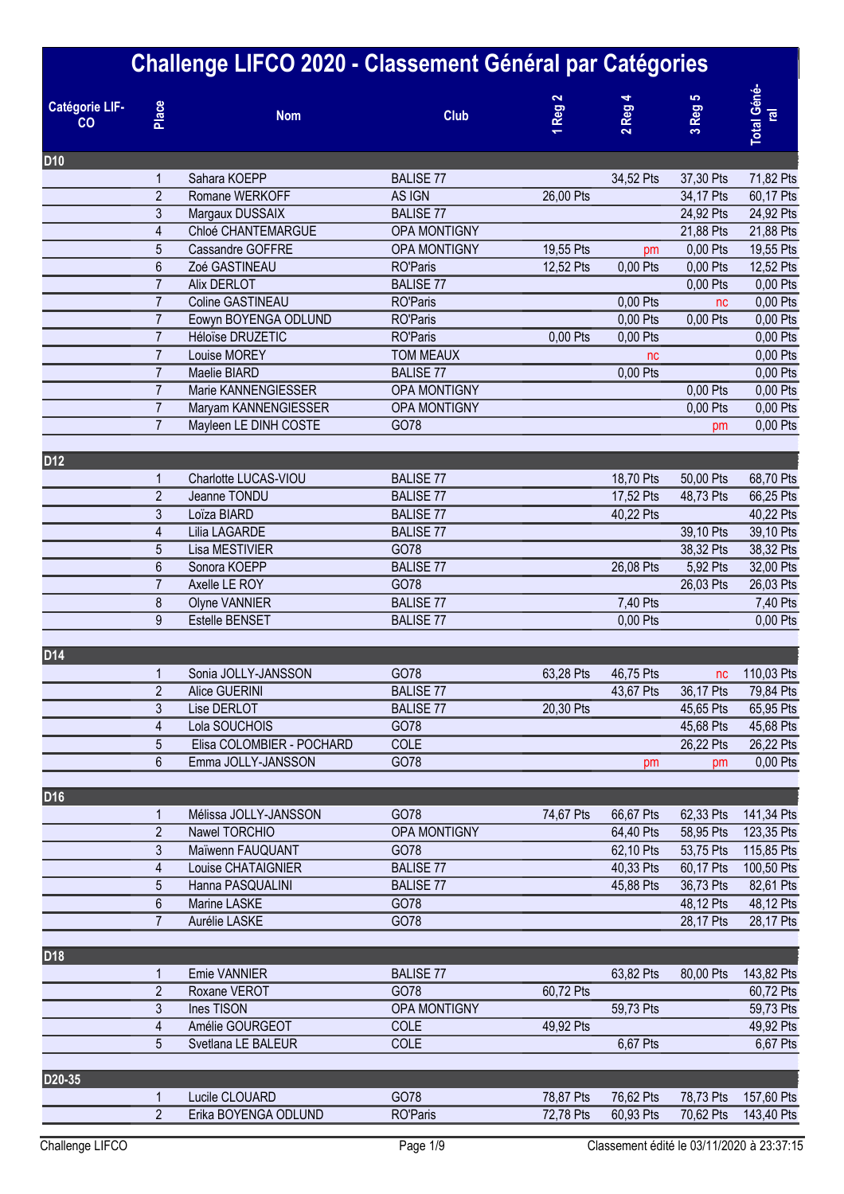# Challenge LIFCO 2020 - Classement Général par Catégories

| Catégorie LIF-CO | Place | Nom | Club | 1 Reg 2 | 2 Reg 4 | 3 Reg 5 | Total Géné-ral |
|---|---|---|---|---|---|---|---|
| **D10** | | | | | | | |
| | 1 | Sahara KOEPP | BALISE 77 | | 34,52 Pts | 37,30 Pts | 71,82 Pts |
| | 2 | Romane WERKOFF | AS IGN | 26,00 Pts | | 34,17 Pts | 60,17 Pts |
| | 3 | Margaux DUSSAIX | BALISE 77 | | | 24,92 Pts | 24,92 Pts |
| | 4 | Chloé CHANTEMARGUE | OPA MONTIGNY | | | 21,88 Pts | 21,88 Pts |
| | 5 | Cassandre GOFFRE | OPA MONTIGNY | 19,55 Pts | pm | 0,00 Pts | 19,55 Pts |
| | 6 | Zoé GASTINEAU | RO'Paris | 12,52 Pts | 0,00 Pts | 0,00 Pts | 12,52 Pts |
| | 7 | Alix DERLOT | BALISE 77 | | | 0,00 Pts | 0,00 Pts |
| | 7 | Coline GASTINEAU | RO'Paris | | 0,00 Pts | nc | 0,00 Pts |
| | 7 | Eowyn BOYENGA ODLUND | RO'Paris | | 0,00 Pts | 0,00 Pts | 0,00 Pts |
| | 7 | Héloïse DRUZETIC | RO'Paris | 0,00 Pts | 0,00 Pts | | 0,00 Pts |
| | 7 | Louise MOREY | TOM MEAUX | | nc | | 0,00 Pts |
| | 7 | Maelie BIARD | BALISE 77 | | 0,00 Pts | | 0,00 Pts |
| | 7 | Marie KANNENGIESSER | OPA MONTIGNY | | | 0,00 Pts | 0,00 Pts |
| | 7 | Maryam KANNENGIESSER | OPA MONTIGNY | | | 0,00 Pts | 0,00 Pts |
| | 7 | Mayleen LE DINH COSTE | GO78 | | | pm | 0,00 Pts |
| **D12** | | | | | | | |
| | 1 | Charlotte LUCAS-VIOU | BALISE 77 | | 18,70 Pts | 50,00 Pts | 68,70 Pts |
| | 2 | Jeanne TONDU | BALISE 77 | | 17,52 Pts | 48,73 Pts | 66,25 Pts |
| | 3 | Loïza BIARD | BALISE 77 | | 40,22 Pts | | 40,22 Pts |
| | 4 | Lilia LAGARDE | BALISE 77 | | | 39,10 Pts | 39,10 Pts |
| | 5 | Lisa MESTIVIER | GO78 | | | 38,32 Pts | 38,32 Pts |
| | 6 | Sonora KOEPP | BALISE 77 | | 26,08 Pts | 5,92 Pts | 32,00 Pts |
| | 7 | Axelle LE ROY | GO78 | | | 26,03 Pts | 26,03 Pts |
| | 8 | Olyne VANNIER | BALISE 77 | | 7,40 Pts | | 7,40 Pts |
| | 9 | Estelle BENSET | BALISE 77 | | 0,00 Pts | | 0,00 Pts |
| **D14** | | | | | | | |
| | 1 | Sonia JOLLY-JANSSON | GO78 | 63,28 Pts | 46,75 Pts | nc | 110,03 Pts |
| | 2 | Alice GUERINI | BALISE 77 | | 43,67 Pts | 36,17 Pts | 79,84 Pts |
| | 3 | Lise DERLOT | BALISE 77 | 20,30 Pts | | 45,65 Pts | 65,95 Pts |
| | 4 | Lola SOUCHOIS | GO78 | | | 45,68 Pts | 45,68 Pts |
| | 5 | Elisa COLOMBIER - POCHARD | COLE | | | 26,22 Pts | 26,22 Pts |
| | 6 | Emma JOLLY-JANSSON | GO78 | | pm | pm | 0,00 Pts |
| **D16** | | | | | | | |
| | 1 | Mélissa JOLLY-JANSSON | GO78 | 74,67 Pts | 66,67 Pts | 62,33 Pts | 141,34 Pts |
| | 2 | Nawel TORCHIO | OPA MONTIGNY | | 64,40 Pts | 58,95 Pts | 123,35 Pts |
| | 3 | Maïwenn FAUQUANT | GO78 | | 62,10 Pts | 53,75 Pts | 115,85 Pts |
| | 4 | Louise CHATAIGNIER | BALISE 77 | | 40,33 Pts | 60,17 Pts | 100,50 Pts |
| | 5 | Hanna PASQUALINI | BALISE 77 | | 45,88 Pts | 36,73 Pts | 82,61 Pts |
| | 6 | Marine LASKE | GO78 | | | 48,12 Pts | 48,12 Pts |
| | 7 | Aurélie LASKE | GO78 | | | 28,17 Pts | 28,17 Pts |
| **D18** | | | | | | | |
| | 1 | Emie VANNIER | BALISE 77 | | 63,82 Pts | 80,00 Pts | 143,82 Pts |
| | 2 | Roxane VEROT | GO78 | 60,72 Pts | | | 60,72 Pts |
| | 3 | Ines TISON | OPA MONTIGNY | | 59,73 Pts | | 59,73 Pts |
| | 4 | Amélie GOURGEOT | COLE | 49,92 Pts | | | 49,92 Pts |
| | 5 | Svetlana LE BALEUR | COLE | | 6,67 Pts | | 6,67 Pts |
| **D20-35** | | | | | | | |
| | 1 | Lucile CLOUARD | GO78 | 78,87 Pts | 76,62 Pts | 78,73 Pts | 157,60 Pts |
| | 2 | Erika BOYENGA ODLUND | RO'Paris | 72,78 Pts | 60,93 Pts | 70,62 Pts | 143,40 Pts |

Classement édité le 03/11/2020 à 23:37:15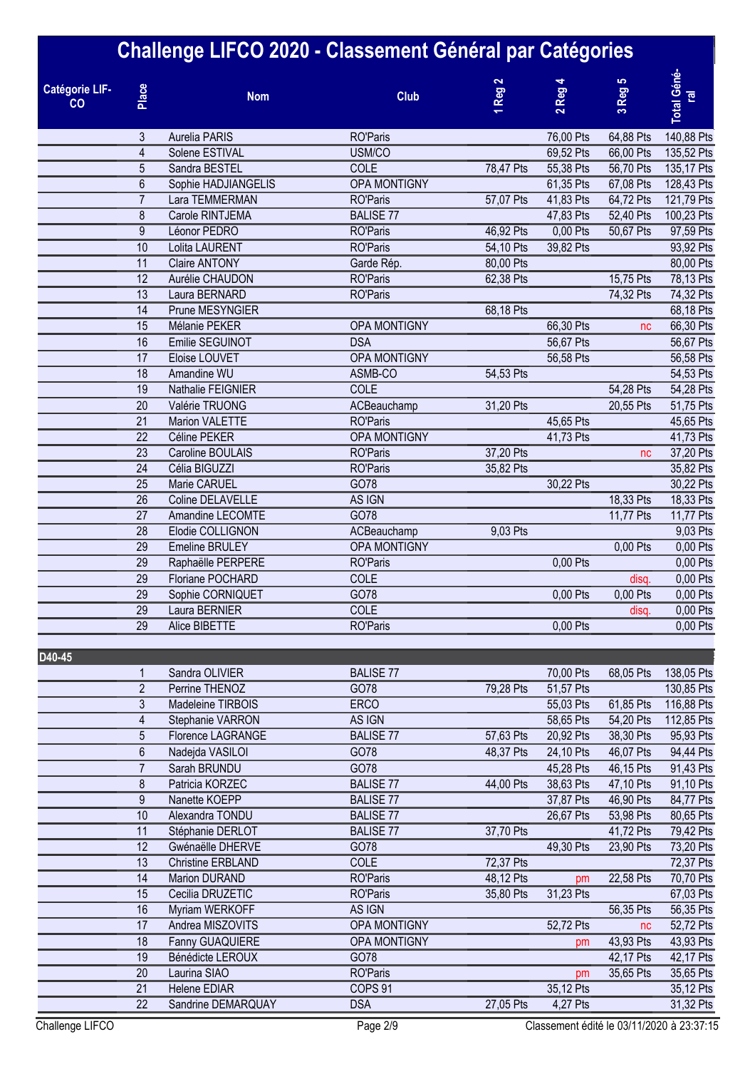# Challenge LIFCO 2020 - Classement Général par Catégories

| Catégorie LIFCO | Place | Nom | Club | 1 Reg 2 | 2 Reg 4 | 3 Reg 5 | Total Général |
|---|---|---|---|---|---|---|---|
| | 3 | Aurelia PARIS | RO'Paris | | 76,00 Pts | 64,88 Pts | 140,88 Pts |
| | 4 | Solene ESTIVAL | USM/CO | | 69,52 Pts | 66,00 Pts | 135,52 Pts |
| | 5 | Sandra BESTEL | COLE | 78,47 Pts | 55,38 Pts | 56,70 Pts | 135,17 Pts |
| | 6 | Sophie HADJIANGELIS | OPA MONTIGNY | | 61,35 Pts | 67,08 Pts | 128,43 Pts |
| | 7 | Lara TEMMERMAN | RO'Paris | 57,07 Pts | 41,83 Pts | 64,72 Pts | 121,79 Pts |
| | 8 | Carole RINTJEMA | BALISE 77 | | 47,83 Pts | 52,40 Pts | 100,23 Pts |
| | 9 | Léonor PEDRO | RO'Paris | 46,92 Pts | 0,00 Pts | 50,67 Pts | 97,59 Pts |
| | 10 | Lolita LAURENT | RO'Paris | 54,10 Pts | 39,82 Pts | | 93,92 Pts |
| | 11 | Claire ANTONY | Garde Rép. | 80,00 Pts | | | 80,00 Pts |
| | 12 | Aurélie CHAUDON | RO'Paris | 62,38 Pts | | 15,75 Pts | 78,13 Pts |
| | 13 | Laura BERNARD | RO'Paris | | | 74,32 Pts | 74,32 Pts |
| | 14 | Prune MESYNGIER | | 68,18 Pts | | | 68,18 Pts |
| | 15 | Mélanie PEKER | OPA MONTIGNY | | 66,30 Pts | nc | 66,30 Pts |
| | 16 | Emilie SEGUINOT | DSA | | 56,67 Pts | | 56,67 Pts |
| | 17 | Eloise LOUVET | OPA MONTIGNY | | 56,58 Pts | | 56,58 Pts |
| | 18 | Amandine WU | ASMB-CO | 54,53 Pts | | | 54,53 Pts |
| | 19 | Nathalie FEIGNIER | COLE | | | 54,28 Pts | 54,28 Pts |
| | 20 | Valérie TRUONG | ACBeauchamp | 31,20 Pts | | 20,55 Pts | 51,75 Pts |
| | 21 | Marion VALETTE | RO'Paris | | 45,65 Pts | | 45,65 Pts |
| | 22 | Céline PEKER | OPA MONTIGNY | | 41,73 Pts | | 41,73 Pts |
| | 23 | Caroline BOULAIS | RO'Paris | 37,20 Pts | | nc | 37,20 Pts |
| | 24 | Célia BIGUZZI | RO'Paris | 35,82 Pts | | | 35,82 Pts |
| | 25 | Marie CARUEL | GO78 | | 30,22 Pts | | 30,22 Pts |
| | 26 | Coline DELAVELLE | AS IGN | | | 18,33 Pts | 18,33 Pts |
| | 27 | Amandine LECOMTE | GO78 | | | 11,77 Pts | 11,77 Pts |
| | 28 | Elodie COLLIGNON | ACBeauchamp | 9,03 Pts | | | 9,03 Pts |
| | 29 | Emeline BRULEY | OPA MONTIGNY | | | 0,00 Pts | 0,00 Pts |
| | 29 | Raphaëlle PERPERE | RO'Paris | | 0,00 Pts | | 0,00 Pts |
| | 29 | Floriane POCHARD | COLE | | | disq. | 0,00 Pts |
| | 29 | Sophie CORNIQUET | GO78 | | 0,00 Pts | 0,00 Pts | 0,00 Pts |
| | 29 | Laura BERNIER | COLE | | | disq. | 0,00 Pts |
| | 29 | Alice BIBETTE | RO'Paris | | 0,00 Pts | | 0,00 Pts |
| **D40-45** | | | | | | | |
| | 1 | Sandra OLIVIER | BALISE 77 | | 70,00 Pts | 68,05 Pts | 138,05 Pts |
| | 2 | Perrine THENOZ | GO78 | 79,28 Pts | 51,57 Pts | | 130,85 Pts |
| | 3 | Madeleine TIRBOIS | ERCO | | 55,03 Pts | 61,85 Pts | 116,88 Pts |
| | 4 | Stephanie VARRON | AS IGN | | 58,65 Pts | 54,20 Pts | 112,85 Pts |
| | 5 | Florence LAGRANGE | BALISE 77 | 57,63 Pts | 20,92 Pts | 38,30 Pts | 95,93 Pts |
| | 6 | Nadejda VASILOI | GO78 | 48,37 Pts | 24,10 Pts | 46,07 Pts | 94,44 Pts |
| | 7 | Sarah BRUNDU | GO78 | | 45,28 Pts | 46,15 Pts | 91,43 Pts |
| | 8 | Patricia KORZEC | BALISE 77 | 44,00 Pts | 38,63 Pts | 47,10 Pts | 91,10 Pts |
| | 9 | Nanette KOEPP | BALISE 77 | | 37,87 Pts | 46,90 Pts | 84,77 Pts |
| | 10 | Alexandra TONDU | BALISE 77 | | 26,67 Pts | 53,98 Pts | 80,65 Pts |
| | 11 | Stéphanie DERLOT | BALISE 77 | 37,70 Pts | | 41,72 Pts | 79,42 Pts |
| | 12 | Gwénaëlle DHERVE | GO78 | | 49,30 Pts | 23,90 Pts | 73,20 Pts |
| | 13 | Christine ERBLAND | COLE | 72,37 Pts | | | 72,37 Pts |
| | 14 | Marion DURAND | RO'Paris | 48,12 Pts | pm | 22,58 Pts | 70,70 Pts |
| | 15 | Cecilia DRUZETIC | RO'Paris | 35,80 Pts | 31,23 Pts | | 67,03 Pts |
| | 16 | Myriam WERKOFF | AS IGN | | | 56,35 Pts | 56,35 Pts |
| | 17 | Andrea MISZOVITS | OPA MONTIGNY | | 52,72 Pts | nc | 52,72 Pts |
| | 18 | Fanny GUAQUIERE | OPA MONTIGNY | | pm | 43,93 Pts | 43,93 Pts |
| | 19 | Bénédicte LEROUX | GO78 | | | 42,17 Pts | 42,17 Pts |
| | 20 | Laurina SIAO | RO'Paris | | pm | 35,65 Pts | 35,65 Pts |
| | 21 | Helene EDIAR | COPS 91 | | 35,12 Pts | | 35,12 Pts |
| | 22 | Sandrine DEMARQUAY | DSA | 27,05 Pts | 4,27 Pts | | 31,32 Pts |

Challenge LIFCO — Classement édité le 03/11/2020 à 23:37:15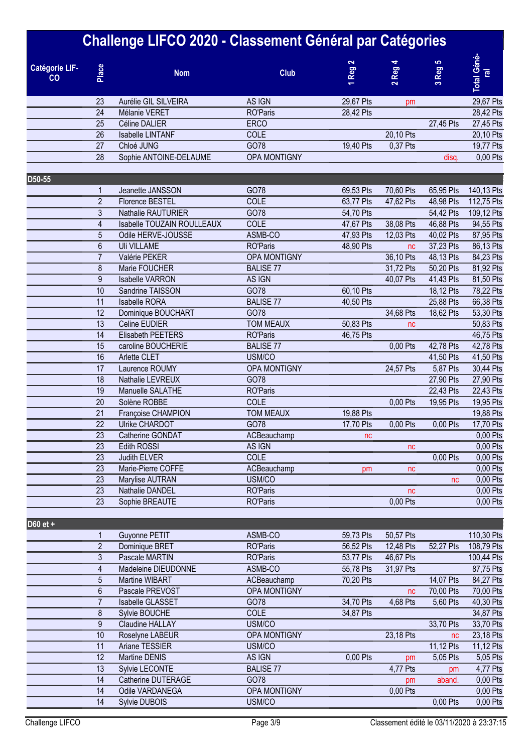# Challenge LIFCO 2020 - Classement Général par Catégories

| Catégorie LIF-CO | Place | Nom | Club | 1 Reg 2 | 2 Reg 4 | 3 Reg 5 | Total Général |
|---|---|---|---|---|---|---|---|
| | 23 | Aurélie GIL SILVEIRA | AS IGN | 29,67 Pts | pm | | 29,67 Pts |
| | 24 | Mélanie VERET | RO'Paris | 28,42 Pts | | | 28,42 Pts |
| | 25 | Céline DALIER | ERCO | | | 27,45 Pts | 27,45 Pts |
| | 26 | Isabelle LINTANF | COLE | | 20,10 Pts | | 20,10 Pts |
| | 27 | Chloé JUNG | GO78 | 19,40 Pts | 0,37 Pts | | 19,77 Pts |
| | 28 | Sophie ANTOINE-DELAUME | OPA MONTIGNY | | | disq. | 0,00 Pts |
| **D50-55** | | | | | | | |
| | 1 | Jeanette JANSSON | GO78 | 69,53 Pts | 70,60 Pts | 65,95 Pts | 140,13 Pts |
| | 2 | Florence BESTEL | COLE | 63,77 Pts | 47,62 Pts | 48,98 Pts | 112,75 Pts |
| | 3 | Nathalie RAUTURIER | GO78 | 54,70 Pts | | 54,42 Pts | 109,12 Pts |
| | 4 | Isabelle TOUZAIN ROULLEAUX | COLE | 47,67 Pts | 38,08 Pts | 46,88 Pts | 94,55 Pts |
| | 5 | Odile HERVE-JOUSSE | ASMB-CO | 47,93 Pts | 12,03 Pts | 40,02 Pts | 87,95 Pts |
| | 6 | Uli VILLAME | RO'Paris | 48,90 Pts | nc | 37,23 Pts | 86,13 Pts |
| | 7 | Valérie PEKER | OPA MONTIGNY | | 36,10 Pts | 48,13 Pts | 84,23 Pts |
| | 8 | Marie FOUCHER | BALISE 77 | | 31,72 Pts | 50,20 Pts | 81,92 Pts |
| | 9 | Isabelle VARRON | AS IGN | | 40,07 Pts | 41,43 Pts | 81,50 Pts |
| | 10 | Sandrine TAISSON | GO78 | 60,10 Pts | | 18,12 Pts | 78,22 Pts |
| | 11 | Isabelle RORA | BALISE 77 | 40,50 Pts | | 25,88 Pts | 66,38 Pts |
| | 12 | Dominique BOUCHART | GO78 | | 34,68 Pts | 18,62 Pts | 53,30 Pts |
| | 13 | Celine EUDIER | TOM MEAUX | 50,83 Pts | nc | | 50,83 Pts |
| | 14 | Elisabeth PEETERS | RO'Paris | 46,75 Pts | | | 46,75 Pts |
| | 15 | caroline BOUCHERIE | BALISE 77 | | 0,00 Pts | 42,78 Pts | 42,78 Pts |
| | 16 | Arlette CLET | USM/CO | | | 41,50 Pts | 41,50 Pts |
| | 17 | Laurence ROUMY | OPA MONTIGNY | | 24,57 Pts | 5,87 Pts | 30,44 Pts |
| | 18 | Nathalie LEVREUX | GO78 | | | 27,90 Pts | 27,90 Pts |
| | 19 | Manuelle SALATHE | RO'Paris | | | 22,43 Pts | 22,43 Pts |
| | 20 | Solène ROBBE | COLE | | 0,00 Pts | 19,95 Pts | 19,95 Pts |
| | 21 | Françoise CHAMPION | TOM MEAUX | 19,88 Pts | | | 19,88 Pts |
| | 22 | Ulrike CHARDOT | GO78 | 17,70 Pts | 0,00 Pts | 0,00 Pts | 17,70 Pts |
| | 23 | Catherine GONDAT | ACBeauchamp | nc | | | 0,00 Pts |
| | 23 | Edith ROSSI | AS IGN | | nc | | 0,00 Pts |
| | 23 | Judith ELVER | COLE | | | 0,00 Pts | 0,00 Pts |
| | 23 | Marie-Pierre COFFE | ACBeauchamp | pm | nc | | 0,00 Pts |
| | 23 | Marylise AUTRAN | USM/CO | | | nc | 0,00 Pts |
| | 23 | Nathalie DANDEL | RO'Paris | | nc | | 0,00 Pts |
| | 23 | Sophie BREAUTE | RO'Paris | | 0,00 Pts | | 0,00 Pts |
| **D60 et +** | | | | | | | |
| | 1 | Guyonne PETIT | ASMB-CO | 59,73 Pts | 50,57 Pts | | 110,30 Pts |
| | 2 | Dominique BRET | RO'Paris | 56,52 Pts | 12,48 Pts | 52,27 Pts | 108,79 Pts |
| | 3 | Pascale MARTIN | RO'Paris | 53,77 Pts | 46,67 Pts | | 100,44 Pts |
| | 4 | Madeleine DIEUDONNE | ASMB-CO | 55,78 Pts | 31,97 Pts | | 87,75 Pts |
| | 5 | Martine WIBART | ACBeauchamp | 70,20 Pts | | 14,07 Pts | 84,27 Pts |
| | 6 | Pascale PREVOST | OPA MONTIGNY | | nc | 70,00 Pts | 70,00 Pts |
| | 7 | Isabelle GLASSET | GO78 | 34,70 Pts | 4,68 Pts | 5,60 Pts | 40,30 Pts |
| | 8 | Sylvie BOUCHE | COLE | 34,87 Pts | | | 34,87 Pts |
| | 9 | Claudine HALLAY | USM/CO | | | 33,70 Pts | 33,70 Pts |
| | 10 | Roselyne LABEUR | OPA MONTIGNY | | 23,18 Pts | nc | 23,18 Pts |
| | 11 | Ariane TESSIER | USM/CO | | | 11,12 Pts | 11,12 Pts |
| | 12 | Martine DENIS | AS IGN | 0,00 Pts | pm | 5,05 Pts | 5,05 Pts |
| | 13 | Sylvie LECONTE | BALISE 77 | | 4,77 Pts | pm | 4,77 Pts |
| | 14 | Catherine DUTERAGE | GO78 | | pm | aband. | 0,00 Pts |
| | 14 | Odile VARDANEGA | OPA MONTIGNY | | 0,00 Pts | | 0,00 Pts |
| | 14 | Sylvie DUBOIS | USM/CO | | | 0,00 Pts | 0,00 Pts |

Classement édité le 03/11/2020 à 23:37:15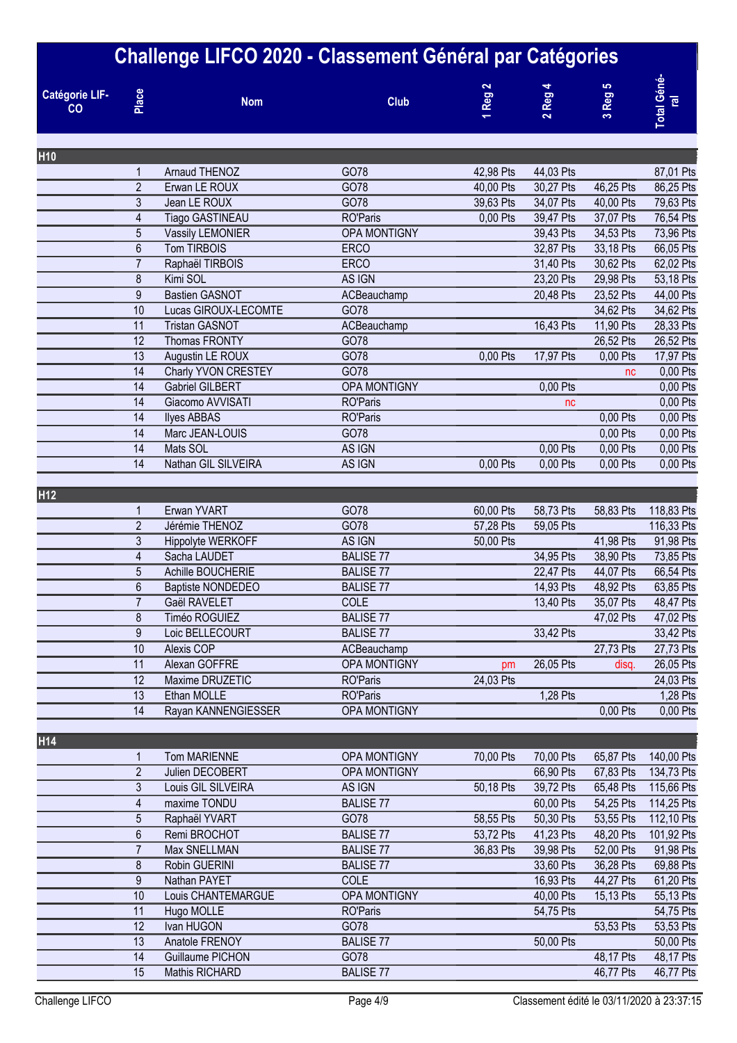# Challenge LIFCO 2020 - Classement Général par Catégories

| Catégorie LIFCO | Place | Nom | Club | 1 Reg 2 | 2 Reg 4 | 3 Reg 5 | Total Général |
|---|---|---|---|---|---|---|---|
| **H10** | | | | | | | |
| | 1 | Arnaud THENOZ | GO78 | 42,98 Pts | 44,03 Pts | | 87,01 Pts |
| | 2 | Erwan LE ROUX | GO78 | 40,00 Pts | 30,27 Pts | 46,25 Pts | 86,25 Pts |
| | 3 | Jean LE ROUX | GO78 | 39,63 Pts | 34,07 Pts | 40,00 Pts | 79,63 Pts |
| | 4 | Tiago GASTINEAU | RO'Paris | 0,00 Pts | 39,47 Pts | 37,07 Pts | 76,54 Pts |
| | 5 | Vassily LEMONIER | OPA MONTIGNY | | 39,43 Pts | 34,53 Pts | 73,96 Pts |
| | 6 | Tom TIRBOIS | ERCO | | 32,87 Pts | 33,18 Pts | 66,05 Pts |
| | 7 | Raphaël TIRBOIS | ERCO | | 31,40 Pts | 30,62 Pts | 62,02 Pts |
| | 8 | Kimi SOL | AS IGN | | 23,20 Pts | 29,98 Pts | 53,18 Pts |
| | 9 | Bastien GASNOT | ACBeauchamp | | 20,48 Pts | 23,52 Pts | 44,00 Pts |
| | 10 | Lucas GIROUX-LECOMTE | GO78 | | | 34,62 Pts | 34,62 Pts |
| | 11 | Tristan GASNOT | ACBeauchamp | | 16,43 Pts | 11,90 Pts | 28,33 Pts |
| | 12 | Thomas FRONTY | GO78 | | | 26,52 Pts | 26,52 Pts |
| | 13 | Augustin LE ROUX | GO78 | 0,00 Pts | 17,97 Pts | 0,00 Pts | 17,97 Pts |
| | 14 | Charly YVON CRESTEY | GO78 | | | nc | 0,00 Pts |
| | 14 | Gabriel GILBERT | OPA MONTIGNY | | 0,00 Pts | | 0,00 Pts |
| | 14 | Giacomo AVVISATI | RO'Paris | | nc | | 0,00 Pts |
| | 14 | Ilyes ABBAS | RO'Paris | | | 0,00 Pts | 0,00 Pts |
| | 14 | Marc JEAN-LOUIS | GO78 | | | 0,00 Pts | 0,00 Pts |
| | 14 | Mats SOL | AS IGN | | 0,00 Pts | 0,00 Pts | 0,00 Pts |
| | 14 | Nathan GIL SILVEIRA | AS IGN | 0,00 Pts | 0,00 Pts | 0,00 Pts | 0,00 Pts |
| **H12** | | | | | | | |
| | 1 | Erwan YVART | GO78 | 60,00 Pts | 58,73 Pts | 58,83 Pts | 118,83 Pts |
| | 2 | Jérémie THENOZ | GO78 | 57,28 Pts | 59,05 Pts | | 116,33 Pts |
| | 3 | Hippolyte WERKOFF | AS IGN | 50,00 Pts | | 41,98 Pts | 91,98 Pts |
| | 4 | Sacha LAUDET | BALISE 77 | | 34,95 Pts | 38,90 Pts | 73,85 Pts |
| | 5 | Achille BOUCHERIE | BALISE 77 | | 22,47 Pts | 44,07 Pts | 66,54 Pts |
| | 6 | Baptiste NONDEDEO | BALISE 77 | | 14,93 Pts | 48,92 Pts | 63,85 Pts |
| | 7 | Gaël RAVELET | COLE | | 13,40 Pts | 35,07 Pts | 48,47 Pts |
| | 8 | Timéo ROGUIEZ | BALISE 77 | | | 47,02 Pts | 47,02 Pts |
| | 9 | Loic BELLECOURT | BALISE 77 | | 33,42 Pts | | 33,42 Pts |
| | 10 | Alexis COP | ACBeauchamp | | | 27,73 Pts | 27,73 Pts |
| | 11 | Alexan GOFFRE | OPA MONTIGNY | pm | 26,05 Pts | disq. | 26,05 Pts |
| | 12 | Maxime DRUZETIC | RO'Paris | 24,03 Pts | | | 24,03 Pts |
| | 13 | Ethan MOLLE | RO'Paris | | 1,28 Pts | | 1,28 Pts |
| | 14 | Rayan KANNENGIESSER | OPA MONTIGNY | | | 0,00 Pts | 0,00 Pts |
| **H14** | | | | | | | |
| | 1 | Tom MARIENNE | OPA MONTIGNY | 70,00 Pts | 70,00 Pts | 65,87 Pts | 140,00 Pts |
| | 2 | Julien DECOBERT | OPA MONTIGNY | | 66,90 Pts | 67,83 Pts | 134,73 Pts |
| | 3 | Louis GIL SILVEIRA | AS IGN | 50,18 Pts | 39,72 Pts | 65,48 Pts | 115,66 Pts |
| | 4 | maxime TONDU | BALISE 77 | | 60,00 Pts | 54,25 Pts | 114,25 Pts |
| | 5 | Raphaël YVART | GO78 | 58,55 Pts | 50,30 Pts | 53,55 Pts | 112,10 Pts |
| | 6 | Remi BROCHOT | BALISE 77 | 53,72 Pts | 41,23 Pts | 48,20 Pts | 101,92 Pts |
| | 7 | Max SNELLMAN | BALISE 77 | 36,83 Pts | 39,98 Pts | 52,00 Pts | 91,98 Pts |
| | 8 | Robin GUERINI | BALISE 77 | | 33,60 Pts | 36,28 Pts | 69,88 Pts |
| | 9 | Nathan PAYET | COLE | | 16,93 Pts | 44,27 Pts | 61,20 Pts |
| | 10 | Louis CHANTEMARGUE | OPA MONTIGNY | | 40,00 Pts | 15,13 Pts | 55,13 Pts |
| | 11 | Hugo MOLLE | RO'Paris | | 54,75 Pts | | 54,75 Pts |
| | 12 | Ivan HUGON | GO78 | | | 53,53 Pts | 53,53 Pts |
| | 13 | Anatole FRENOY | BALISE 77 | | 50,00 Pts | | 50,00 Pts |
| | 14 | Guillaume PICHON | GO78 | | | 48,17 Pts | 48,17 Pts |
| | 15 | Mathis RICHARD | BALISE 77 | | | 46,77 Pts | 46,77 Pts |

Classement édité le 03/11/2020 à 23:37:15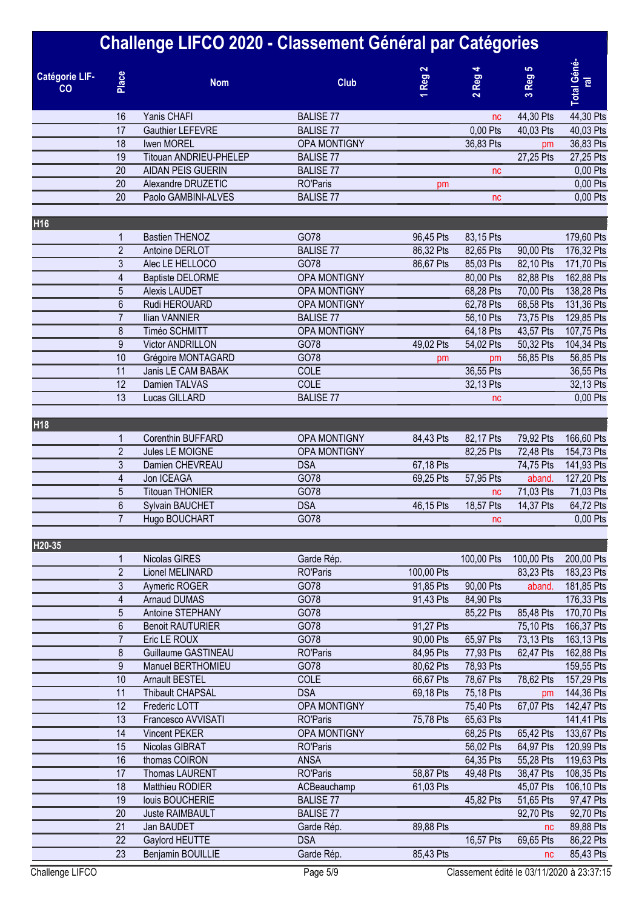# Challenge LIFCO 2020 - Classement Général par Catégories

| Catégorie LIFCO | Place | Nom | Club | 1 Reg 2 | 2 Reg 4 | 3 Reg 5 | Total Général |
|---|---|---|---|---|---|---|---|
| | 16 | Yanis CHAFI | BALISE 77 | | nc | 44,30 Pts | 44,30 Pts |
| | 17 | Gauthier LEFEVRE | BALISE 77 | | 0,00 Pts | 40,03 Pts | 40,03 Pts |
| | 18 | Iwen MOREL | OPA MONTIGNY | | 36,83 Pts | pm | 36,83 Pts |
| | 19 | Titouan ANDRIEU-PHELEP | BALISE 77 | | | 27,25 Pts | 27,25 Pts |
| | 20 | AIDAN PEIS GUERIN | BALISE 77 | | nc | | 0,00 Pts |
| | 20 | Alexandre DRUZETIC | RO'Paris | pm | | | 0,00 Pts |
| | 20 | Paolo GAMBINI-ALVES | BALISE 77 | | nc | | 0,00 Pts |
| **H16** | | | | | | | |
| | 1 | Bastien THENOZ | GO78 | 96,45 Pts | 83,15 Pts | | 179,60 Pts |
| | 2 | Antoine DERLOT | BALISE 77 | 86,32 Pts | 82,65 Pts | 90,00 Pts | 176,32 Pts |
| | 3 | Alec LE HELLOCO | GO78 | 86,67 Pts | 85,03 Pts | 82,10 Pts | 171,70 Pts |
| | 4 | Baptiste DELORME | OPA MONTIGNY | | 80,00 Pts | 82,88 Pts | 162,88 Pts |
| | 5 | Alexis LAUDET | OPA MONTIGNY | | 68,28 Pts | 70,00 Pts | 138,28 Pts |
| | 6 | Rudi HEROUARD | OPA MONTIGNY | | 62,78 Pts | 68,58 Pts | 131,36 Pts |
| | 7 | Ilian VANNIER | BALISE 77 | | 56,10 Pts | 73,75 Pts | 129,85 Pts |
| | 8 | Timéo SCHMITT | OPA MONTIGNY | | 64,18 Pts | 43,57 Pts | 107,75 Pts |
| | 9 | Victor ANDRILLON | GO78 | 49,02 Pts | 54,02 Pts | 50,32 Pts | 104,34 Pts |
| | 10 | Grégoire MONTAGARD | GO78 | pm | pm | 56,85 Pts | 56,85 Pts |
| | 11 | Janis LE CAM BABAK | COLE | | 36,55 Pts | | 36,55 Pts |
| | 12 | Damien TALVAS | COLE | | 32,13 Pts | | 32,13 Pts |
| | 13 | Lucas GILLARD | BALISE 77 | | nc | | 0,00 Pts |
| **H18** | | | | | | | |
| | 1 | Corenthin BUFFARD | OPA MONTIGNY | 84,43 Pts | 82,17 Pts | 79,92 Pts | 166,60 Pts |
| | 2 | Jules LE MOIGNE | OPA MONTIGNY | | 82,25 Pts | 72,48 Pts | 154,73 Pts |
| | 3 | Damien CHEVREAU | DSA | 67,18 Pts | | 74,75 Pts | 141,93 Pts |
| | 4 | Jon ICEAGA | GO78 | 69,25 Pts | 57,95 Pts | aband. | 127,20 Pts |
| | 5 | Titouan THONIER | GO78 | | nc | 71,03 Pts | 71,03 Pts |
| | 6 | Sylvain BAUCHET | DSA | 46,15 Pts | 18,57 Pts | 14,37 Pts | 64,72 Pts |
| | 7 | Hugo BOUCHART | GO78 | | nc | | 0,00 Pts |
| **H20-35** | | | | | | | |
| | 1 | Nicolas GIRES | Garde Rép. | | 100,00 Pts | 100,00 Pts | 200,00 Pts |
| | 2 | Lionel MELINARD | RO'Paris | 100,00 Pts | | 83,23 Pts | 183,23 Pts |
| | 3 | Aymeric ROGER | GO78 | 91,85 Pts | 90,00 Pts | aband. | 181,85 Pts |
| | 4 | Arnaud DUMAS | GO78 | 91,43 Pts | 84,90 Pts | | 176,33 Pts |
| | 5 | Antoine STEPHANY | GO78 | | 85,22 Pts | 85,48 Pts | 170,70 Pts |
| | 6 | Benoit RAUTURIER | GO78 | 91,27 Pts | | 75,10 Pts | 166,37 Pts |
| | 7 | Eric LE ROUX | GO78 | 90,00 Pts | 65,97 Pts | 73,13 Pts | 163,13 Pts |
| | 8 | Guillaume GASTINEAU | RO'Paris | 84,95 Pts | 77,93 Pts | 62,47 Pts | 162,88 Pts |
| | 9 | Manuel BERTHOMIEU | GO78 | 80,62 Pts | 78,93 Pts | | 159,55 Pts |
| | 10 | Arnault BESTEL | COLE | 66,67 Pts | 78,67 Pts | 78,62 Pts | 157,29 Pts |
| | 11 | Thibault CHAPSAL | DSA | 69,18 Pts | 75,18 Pts | pm | 144,36 Pts |
| | 12 | Frederic LOTT | OPA MONTIGNY | | 75,40 Pts | 67,07 Pts | 142,47 Pts |
| | 13 | Francesco AVVISATI | RO'Paris | 75,78 Pts | 65,63 Pts | | 141,41 Pts |
| | 14 | Vincent PEKER | OPA MONTIGNY | | 68,25 Pts | 65,42 Pts | 133,67 Pts |
| | 15 | Nicolas GIBRAT | RO'Paris | | 56,02 Pts | 64,97 Pts | 120,99 Pts |
| | 16 | thomas COIRON | ANSA | | 64,35 Pts | 55,28 Pts | 119,63 Pts |
| | 17 | Thomas LAURENT | RO'Paris | 58,87 Pts | 49,48 Pts | 38,47 Pts | 108,35 Pts |
| | 18 | Matthieu RODIER | ACBeauchamp | 61,03 Pts | | 45,07 Pts | 106,10 Pts |
| | 19 | louis BOUCHERIE | BALISE 77 | | 45,82 Pts | 51,65 Pts | 97,47 Pts |
| | 20 | Juste RAIMBAULT | BALISE 77 | | | 92,70 Pts | 92,70 Pts |
| | 21 | Jan BAUDET | Garde Rép. | 89,88 Pts | | nc | 89,88 Pts |
| | 22 | Gaylord HEUTTE | DSA | | 16,57 Pts | 69,65 Pts | 86,22 Pts |
| | 23 | Benjamin BOUILLIE | Garde Rép. | 85,43 Pts | | nc | 85,43 Pts |

Classement édité le 03/11/2020 à 23:37:15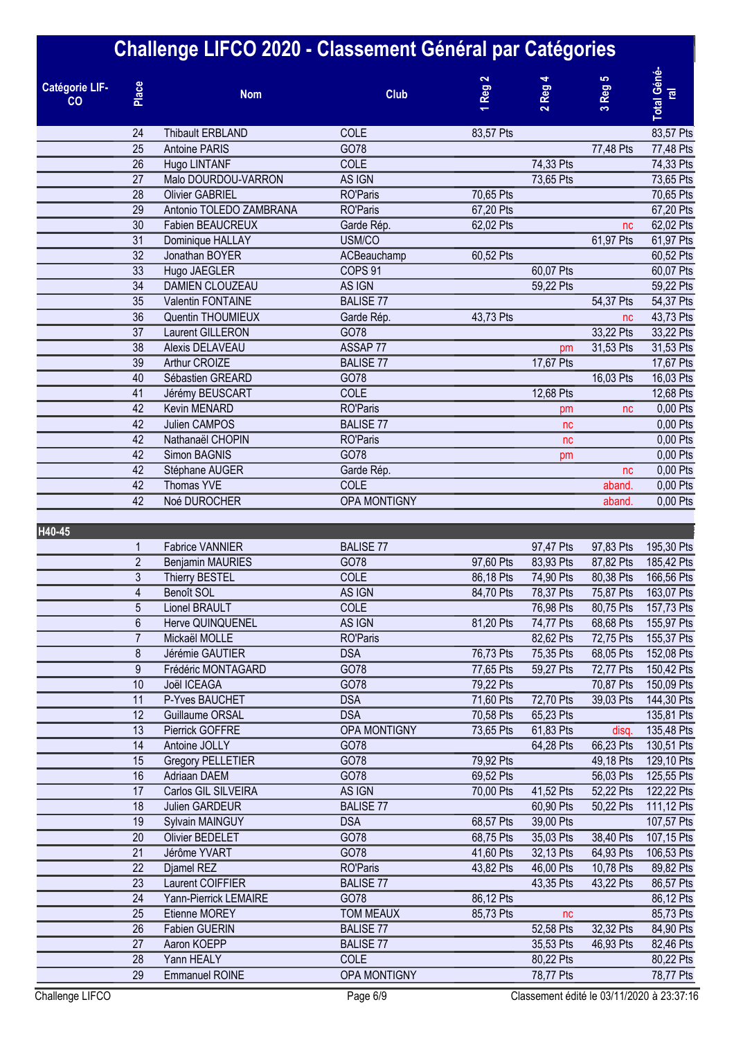# Challenge LIFCO 2020 - Classement Général par Catégories

| Catégorie LIFCO | Place | Nom | Club | 1 Reg 2 | 2 Reg 4 | 3 Reg 5 | Total Général |
|---|---|---|---|---|---|---|---|
| | 24 | Thibault ERBLAND | COLE | 83,57 Pts | | | 83,57 Pts |
| | 25 | Antoine PARIS | GO78 | | | 77,48 Pts | 77,48 Pts |
| | 26 | Hugo LINTANF | COLE | | 74,33 Pts | | 74,33 Pts |
| | 27 | Malo DOURDOU-VARRON | AS IGN | | 73,65 Pts | | 73,65 Pts |
| | 28 | Olivier GABRIEL | RO'Paris | 70,65 Pts | | | 70,65 Pts |
| | 29 | Antonio TOLEDO ZAMBRANA | RO'Paris | 67,20 Pts | | | 67,20 Pts |
| | 30 | Fabien BEAUCREUX | Garde Rép. | 62,02 Pts | | nc | 62,02 Pts |
| | 31 | Dominique HALLAY | USM/CO | | | 61,97 Pts | 61,97 Pts |
| | 32 | Jonathan BOYER | ACBeauchamp | 60,52 Pts | | | 60,52 Pts |
| | 33 | Hugo JAEGLER | COPS 91 | | 60,07 Pts | | 60,07 Pts |
| | 34 | DAMIEN CLOUZEAU | AS IGN | | 59,22 Pts | | 59,22 Pts |
| | 35 | Valentin FONTAINE | BALISE 77 | | | 54,37 Pts | 54,37 Pts |
| | 36 | Quentin THOUMIEUX | Garde Rép. | 43,73 Pts | | nc | 43,73 Pts |
| | 37 | Laurent GILLERON | GO78 | | | 33,22 Pts | 33,22 Pts |
| | 38 | Alexis DELAVEAU | ASSAP 77 | | pm | 31,53 Pts | 31,53 Pts |
| | 39 | Arthur CROIZE | BALISE 77 | | 17,67 Pts | | 17,67 Pts |
| | 40 | Sébastien GREARD | GO78 | | | 16,03 Pts | 16,03 Pts |
| | 41 | Jérémy BEUSCART | COLE | | 12,68 Pts | | 12,68 Pts |
| | 42 | Kevin MENARD | RO'Paris | | pm | nc | 0,00 Pts |
| | 42 | Julien CAMPOS | BALISE 77 | | nc | | 0,00 Pts |
| | 42 | Nathanaël CHOPIN | RO'Paris | | nc | | 0,00 Pts |
| | 42 | Simon BAGNIS | GO78 | | pm | | 0,00 Pts |
| | 42 | Stéphane AUGER | Garde Rép. | | | nc | 0,00 Pts |
| | 42 | Thomas YVE | COLE | | | aband. | 0,00 Pts |
| | 42 | Noé DUROCHER | OPA MONTIGNY | | | aband. | 0,00 Pts |
| **H40-45** | | | | | | | |
| | 1 | Fabrice VANNIER | BALISE 77 | | 97,47 Pts | 97,83 Pts | 195,30 Pts |
| | 2 | Benjamin MAURIES | GO78 | 97,60 Pts | 83,93 Pts | 87,82 Pts | 185,42 Pts |
| | 3 | Thierry BESTEL | COLE | 86,18 Pts | 74,90 Pts | 80,38 Pts | 166,56 Pts |
| | 4 | Benoît SOL | AS IGN | 84,70 Pts | 78,37 Pts | 75,87 Pts | 163,07 Pts |
| | 5 | Lionel BRAULT | COLE | | 76,98 Pts | 80,75 Pts | 157,73 Pts |
| | 6 | Herve QUINQUENEL | AS IGN | 81,20 Pts | 74,77 Pts | 68,68 Pts | 155,97 Pts |
| | 7 | Mickaël MOLLE | RO'Paris | | 82,62 Pts | 72,75 Pts | 155,37 Pts |
| | 8 | Jérémie GAUTIER | DSA | 76,73 Pts | 75,35 Pts | 68,05 Pts | 152,08 Pts |
| | 9 | Frédéric MONTAGARD | GO78 | 77,65 Pts | 59,27 Pts | 72,77 Pts | 150,42 Pts |
| | 10 | Joël ICEAGA | GO78 | 79,22 Pts | | 70,87 Pts | 150,09 Pts |
| | 11 | P-Yves BAUCHET | DSA | 71,60 Pts | 72,70 Pts | 39,03 Pts | 144,30 Pts |
| | 12 | Guillaume ORSAL | DSA | 70,58 Pts | 65,23 Pts | | 135,81 Pts |
| | 13 | Pierrick GOFFRE | OPA MONTIGNY | 73,65 Pts | 61,83 Pts | disq. | 135,48 Pts |
| | 14 | Antoine JOLLY | GO78 | | 64,28 Pts | 66,23 Pts | 130,51 Pts |
| | 15 | Gregory PELLETIER | GO78 | 79,92 Pts | | 49,18 Pts | 129,10 Pts |
| | 16 | Adriaan DAEM | GO78 | 69,52 Pts | | 56,03 Pts | 125,55 Pts |
| | 17 | Carlos GIL SILVEIRA | AS IGN | 70,00 Pts | 41,52 Pts | 52,22 Pts | 122,22 Pts |
| | 18 | Julien GARDEUR | BALISE 77 | | 60,90 Pts | 50,22 Pts | 111,12 Pts |
| | 19 | Sylvain MAINGUY | DSA | 68,57 Pts | 39,00 Pts | | 107,57 Pts |
| | 20 | Olivier BEDELET | GO78 | 68,75 Pts | 35,03 Pts | 38,40 Pts | 107,15 Pts |
| | 21 | Jérôme YVART | GO78 | 41,60 Pts | 32,13 Pts | 64,93 Pts | 106,53 Pts |
| | 22 | Djamel REZ | RO'Paris | 43,82 Pts | 46,00 Pts | 10,78 Pts | 89,82 Pts |
| | 23 | Laurent COIFFIER | BALISE 77 | | 43,35 Pts | 43,22 Pts | 86,57 Pts |
| | 24 | Yann-Pierrick LEMAIRE | GO78 | 86,12 Pts | | | 86,12 Pts |
| | 25 | Etienne MOREY | TOM MEAUX | 85,73 Pts | nc | | 85,73 Pts |
| | 26 | Fabien GUERIN | BALISE 77 | | 52,58 Pts | 32,32 Pts | 84,90 Pts |
| | 27 | Aaron KOEPP | BALISE 77 | | 35,53 Pts | 46,93 Pts | 82,46 Pts |
| | 28 | Yann HEALY | COLE | | 80,22 Pts | | 80,22 Pts |
| | 29 | Emmanuel ROINE | OPA MONTIGNY | | 78,77 Pts | | 78,77 Pts |

Classement édité le 03/11/2020 à 23:37:16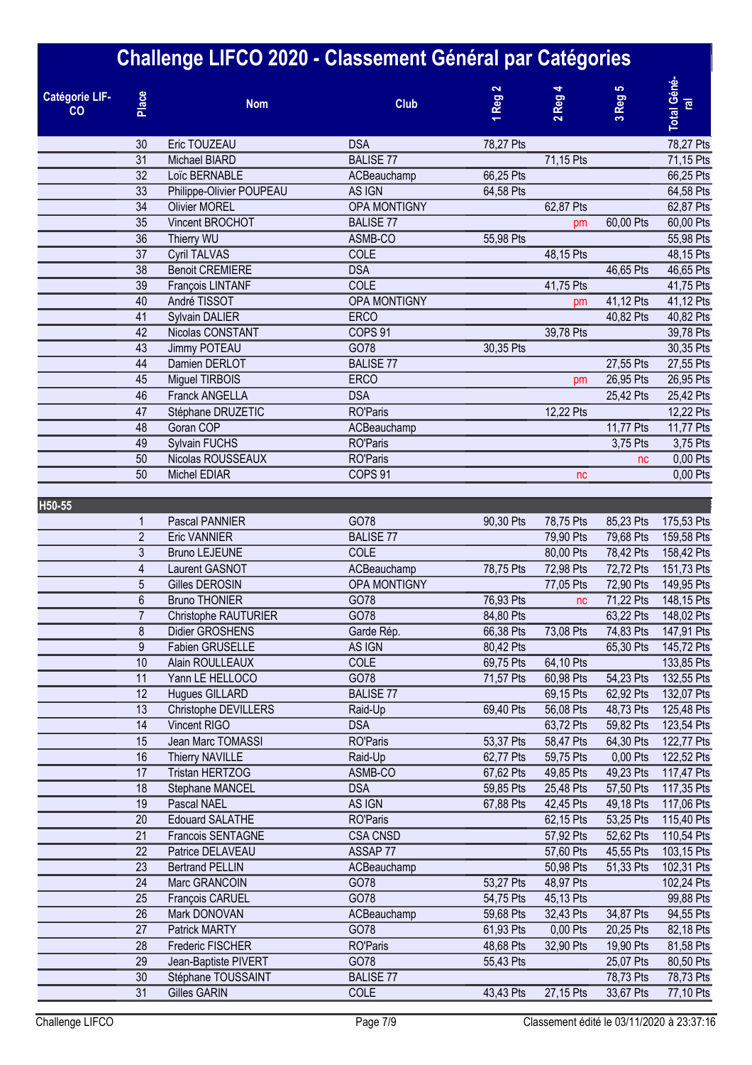# Challenge LIFCO 2020 - Classement Général par Catégories

| Catégorie LIF-CO | Place | Nom | Club | 1 Reg 2 | 2 Reg 4 | 3 Reg 5 | Total Général |
|---|---|---|---|---|---|---|---|
| | 30 | Eric TOUZEAU | DSA | 78,27 Pts | | | 78,27 Pts |
| | 31 | Michael BIARD | BALISE 77 | | 71,15 Pts | | 71,15 Pts |
| | 32 | Loïc BERNABLE | ACBeauchamp | 66,25 Pts | | | 66,25 Pts |
| | 33 | Philippe-Olivier POUPEAU | AS IGN | 64,58 Pts | | | 64,58 Pts |
| | 34 | Olivier MOREL | OPA MONTIGNY | | 62,87 Pts | | 62,87 Pts |
| | 35 | Vincent BROCHOT | BALISE 77 | | pm | 60,00 Pts | 60,00 Pts |
| | 36 | Thierry WU | ASMB-CO | 55,98 Pts | | | 55,98 Pts |
| | 37 | Cyril TALVAS | COLE | | 48,15 Pts | | 48,15 Pts |
| | 38 | Benoit CREMIERE | DSA | | | 46,65 Pts | 46,65 Pts |
| | 39 | François LINTANF | COLE | | 41,75 Pts | | 41,75 Pts |
| | 40 | André TISSOT | OPA MONTIGNY | | pm | 41,12 Pts | 41,12 Pts |
| | 41 | Sylvain DALIER | ERCO | | | 40,82 Pts | 40,82 Pts |
| | 42 | Nicolas CONSTANT | COPS 91 | | 39,78 Pts | | 39,78 Pts |
| | 43 | Jimmy POTEAU | GO78 | 30,35 Pts | | | 30,35 Pts |
| | 44 | Damien DERLOT | BALISE 77 | | | 27,55 Pts | 27,55 Pts |
| | 45 | Miguel TIRBOIS | ERCO | | pm | 26,95 Pts | 26,95 Pts |
| | 46 | Franck ANGELLA | DSA | | | 25,42 Pts | 25,42 Pts |
| | 47 | Stéphane DRUZETIC | RO'Paris | | 12,22 Pts | | 12,22 Pts |
| | 48 | Goran COP | ACBeauchamp | | | 11,77 Pts | 11,77 Pts |
| | 49 | Sylvain FUCHS | RO'Paris | | | 3,75 Pts | 3,75 Pts |
| | 50 | Nicolas ROUSSEAUX | RO'Paris | | | nc | 0,00 Pts |
| | 50 | Michel EDIAR | COPS 91 | | nc | | 0,00 Pts |
| **H50-55** | | | | | | | |
| | 1 | Pascal PANNIER | GO78 | 90,30 Pts | 78,75 Pts | 85,23 Pts | 175,53 Pts |
| | 2 | Eric VANNIER | BALISE 77 | | 79,90 Pts | 79,68 Pts | 159,58 Pts |
| | 3 | Bruno LEJEUNE | COLE | | 80,00 Pts | 78,42 Pts | 158,42 Pts |
| | 4 | Laurent GASNOT | ACBeauchamp | 78,75 Pts | 72,98 Pts | 72,72 Pts | 151,73 Pts |
| | 5 | Gilles DEROSIN | OPA MONTIGNY | | 77,05 Pts | 72,90 Pts | 149,95 Pts |
| | 6 | Bruno THONIER | GO78 | 76,93 Pts | nc | 71,22 Pts | 148,15 Pts |
| | 7 | Christophe RAUTURIER | GO78 | 84,80 Pts | | 63,22 Pts | 148,02 Pts |
| | 8 | Didier GROSHENS | Garde Rép. | 66,38 Pts | 73,08 Pts | 74,83 Pts | 147,91 Pts |
| | 9 | Fabien GRUSELLE | AS IGN | 80,42 Pts | | 65,30 Pts | 145,72 Pts |
| | 10 | Alain ROULLEAUX | COLE | 69,75 Pts | 64,10 Pts | | 133,85 Pts |
| | 11 | Yann LE HELLOCO | GO78 | 71,57 Pts | 60,98 Pts | 54,23 Pts | 132,55 Pts |
| | 12 | Hugues GILLARD | BALISE 77 | | 69,15 Pts | 62,92 Pts | 132,07 Pts |
| | 13 | Christophe DEVILLERS | Raid-Up | 69,40 Pts | 56,08 Pts | 48,73 Pts | 125,48 Pts |
| | 14 | Vincent RIGO | DSA | | 63,72 Pts | 59,82 Pts | 123,54 Pts |
| | 15 | Jean Marc TOMASSI | RO'Paris | 53,37 Pts | 58,47 Pts | 64,30 Pts | 122,77 Pts |
| | 16 | Thierry NAVILLE | Raid-Up | 62,77 Pts | 59,75 Pts | 0,00 Pts | 122,52 Pts |
| | 17 | Tristan HERTZOG | ASMB-CO | 67,62 Pts | 49,85 Pts | 49,23 Pts | 117,47 Pts |
| | 18 | Stephane MANCEL | DSA | 59,85 Pts | 25,48 Pts | 57,50 Pts | 117,35 Pts |
| | 19 | Pascal NAEL | AS IGN | 67,88 Pts | 42,45 Pts | 49,18 Pts | 117,06 Pts |
| | 20 | Edouard SALATHE | RO'Paris | | 62,15 Pts | 53,25 Pts | 115,40 Pts |
| | 21 | Francois SENTAGNE | CSA CNSD | | 57,92 Pts | 52,62 Pts | 110,54 Pts |
| | 22 | Patrice DELAVEAU | ASSAP 77 | | 57,60 Pts | 45,55 Pts | 103,15 Pts |
| | 23 | Bertrand PELLIN | ACBeauchamp | | 50,98 Pts | 51,33 Pts | 102,31 Pts |
| | 24 | Marc GRANCOIN | GO78 | 53,27 Pts | 48,97 Pts | | 102,24 Pts |
| | 25 | François CARUEL | GO78 | 54,75 Pts | 45,13 Pts | | 99,88 Pts |
| | 26 | Mark DONOVAN | ACBeauchamp | 59,68 Pts | 32,43 Pts | 34,87 Pts | 94,55 Pts |
| | 27 | Patrick MARTY | GO78 | 61,93 Pts | 0,00 Pts | 20,25 Pts | 82,18 Pts |
| | 28 | Frederic FISCHER | RO'Paris | 48,68 Pts | 32,90 Pts | 19,90 Pts | 81,58 Pts |
| | 29 | Jean-Baptiste PIVERT | GO78 | 55,43 Pts | | 25,07 Pts | 80,50 Pts |
| | 30 | Stéphane TOUSSAINT | BALISE 77 | | | 78,73 Pts | 78,73 Pts |
| | 31 | Gilles GARIN | COLE | 43,43 Pts | 27,15 Pts | 33,67 Pts | 77,10 Pts |

Challenge LIFCO — Classement édité le 03/11/2020 à 23:37:16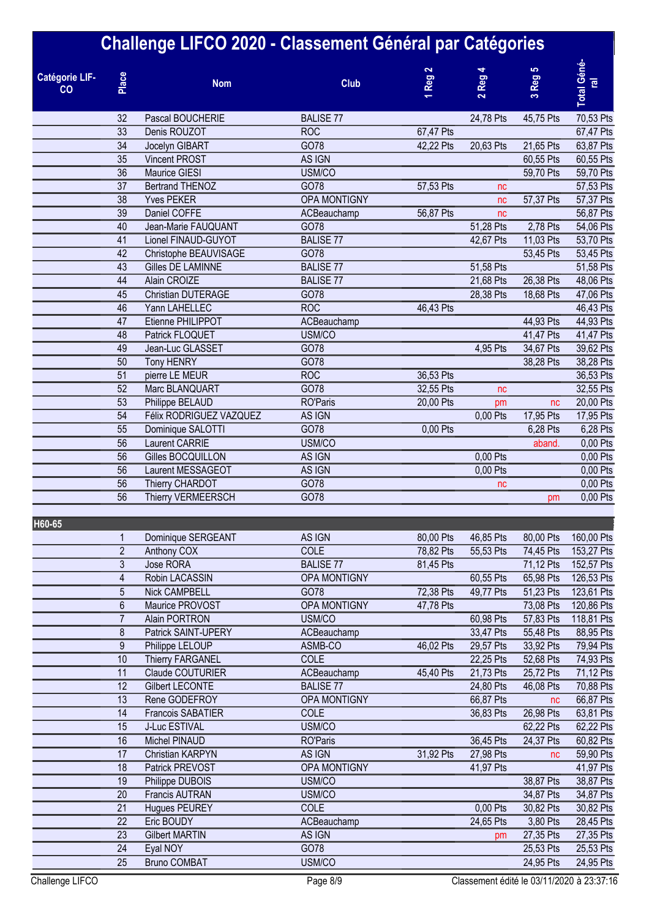# Challenge LIFCO 2020 - Classement Général par Catégories

| Catégorie LIFCO | Place | Nom | Club | 1 Reg 2 | 2 Reg 4 | 3 Reg 5 | Total Général |
|---|---|---|---|---|---|---|---|
| | 32 | Pascal BOUCHERIE | BALISE 77 | | 24,78 Pts | 45,75 Pts | 70,53 Pts |
| | 33 | Denis ROUZOT | ROC | 67,47 Pts | | | 67,47 Pts |
| | 34 | Jocelyn GIBART | GO78 | 42,22 Pts | 20,63 Pts | 21,65 Pts | 63,87 Pts |
| | 35 | Vincent PROST | AS IGN | | | 60,55 Pts | 60,55 Pts |
| | 36 | Maurice GIESI | USM/CO | | | 59,70 Pts | 59,70 Pts |
| | 37 | Bertrand THENOZ | GO78 | 57,53 Pts | nc | | 57,53 Pts |
| | 38 | Yves PEKER | OPA MONTIGNY | | nc | 57,37 Pts | 57,37 Pts |
| | 39 | Daniel COFFE | ACBeauchamp | 56,87 Pts | nc | | 56,87 Pts |
| | 40 | Jean-Marie FAUQUANT | GO78 | | 51,28 Pts | 2,78 Pts | 54,06 Pts |
| | 41 | Lionel FINAUD-GUYOT | BALISE 77 | | 42,67 Pts | 11,03 Pts | 53,70 Pts |
| | 42 | Christophe BEAUVISAGE | GO78 | | | 53,45 Pts | 53,45 Pts |
| | 43 | Gilles DE LAMINNE | BALISE 77 | | 51,58 Pts | | 51,58 Pts |
| | 44 | Alain CROIZE | BALISE 77 | | 21,68 Pts | 26,38 Pts | 48,06 Pts |
| | 45 | Christian DUTERAGE | GO78 | | 28,38 Pts | 18,68 Pts | 47,06 Pts |
| | 46 | Yann LAHELLEC | ROC | 46,43 Pts | | | 46,43 Pts |
| | 47 | Etienne PHILIPPOT | ACBeauchamp | | | 44,93 Pts | 44,93 Pts |
| | 48 | Patrick FLOQUET | USM/CO | | | 41,47 Pts | 41,47 Pts |
| | 49 | Jean-Luc GLASSET | GO78 | | 4,95 Pts | 34,67 Pts | 39,62 Pts |
| | 50 | Tony HENRY | GO78 | | | 38,28 Pts | 38,28 Pts |
| | 51 | pierre LE MEUR | ROC | 36,53 Pts | | | 36,53 Pts |
| | 52 | Marc BLANQUART | GO78 | 32,55 Pts | nc | | 32,55 Pts |
| | 53 | Philippe BELAUD | RO'Paris | 20,00 Pts | pm | nc | 20,00 Pts |
| | 54 | Félix RODRIGUEZ VAZQUEZ | AS IGN | | 0,00 Pts | 17,95 Pts | 17,95 Pts |
| | 55 | Dominique SALOTTI | GO78 | 0,00 Pts | | 6,28 Pts | 6,28 Pts |
| | 56 | Laurent CARRIE | USM/CO | | | aband. | 0,00 Pts |
| | 56 | Gilles BOCQUILLON | AS IGN | | 0,00 Pts | | 0,00 Pts |
| | 56 | Laurent MESSAGEOT | AS IGN | | 0,00 Pts | | 0,00 Pts |
| | 56 | Thierry CHARDOT | GO78 | | nc | | 0,00 Pts |
| | 56 | Thierry VERMEERSCH | GO78 | | | pm | 0,00 Pts |
| **H60-65** | | | | | | | |
| | 1 | Dominique SERGEANT | AS IGN | 80,00 Pts | 46,85 Pts | 80,00 Pts | 160,00 Pts |
| | 2 | Anthony COX | COLE | 78,82 Pts | 55,53 Pts | 74,45 Pts | 153,27 Pts |
| | 3 | Jose RORA | BALISE 77 | 81,45 Pts | | 71,12 Pts | 152,57 Pts |
| | 4 | Robin LACASSIN | OPA MONTIGNY | | 60,55 Pts | 65,98 Pts | 126,53 Pts |
| | 5 | Nick CAMPBELL | GO78 | 72,38 Pts | 49,77 Pts | 51,23 Pts | 123,61 Pts |
| | 6 | Maurice PROVOST | OPA MONTIGNY | 47,78 Pts | | 73,08 Pts | 120,86 Pts |
| | 7 | Alain PORTRON | USM/CO | | 60,98 Pts | 57,83 Pts | 118,81 Pts |
| | 8 | Patrick SAINT-UPERY | ACBeauchamp | | 33,47 Pts | 55,48 Pts | 88,95 Pts |
| | 9 | Philippe LELOUP | ASMB-CO | 46,02 Pts | 29,57 Pts | 33,92 Pts | 79,94 Pts |
| | 10 | Thierry FARGANEL | COLE | | 22,25 Pts | 52,68 Pts | 74,93 Pts |
| | 11 | Claude COUTURIER | ACBeauchamp | 45,40 Pts | 21,73 Pts | 25,72 Pts | 71,12 Pts |
| | 12 | Gilbert LECONTE | BALISE 77 | | 24,80 Pts | 46,08 Pts | 70,88 Pts |
| | 13 | Rene GODEFROY | OPA MONTIGNY | | 66,87 Pts | nc | 66,87 Pts |
| | 14 | Francois SABATIER | COLE | | 36,83 Pts | 26,98 Pts | 63,81 Pts |
| | 15 | J-Luc ESTIVAL | USM/CO | | | 62,22 Pts | 62,22 Pts |
| | 16 | Michel PINAUD | RO'Paris | | 36,45 Pts | 24,37 Pts | 60,82 Pts |
| | 17 | Christian KARPYN | AS IGN | 31,92 Pts | 27,98 Pts | nc | 59,90 Pts |
| | 18 | Patrick PREVOST | OPA MONTIGNY | | 41,97 Pts | | 41,97 Pts |
| | 19 | Philippe DUBOIS | USM/CO | | | 38,87 Pts | 38,87 Pts |
| | 20 | Francis AUTRAN | USM/CO | | | 34,87 Pts | 34,87 Pts |
| | 21 | Hugues PEUREY | COLE | | 0,00 Pts | 30,82 Pts | 30,82 Pts |
| | 22 | Eric BOUDY | ACBeauchamp | | 24,65 Pts | 3,80 Pts | 28,45 Pts |
| | 23 | Gilbert MARTIN | AS IGN | | pm | 27,35 Pts | 27,35 Pts |
| | 24 | Eyal NOY | GO78 | | | 25,53 Pts | 25,53 Pts |
| | 25 | Bruno COMBAT | USM/CO | | | 24,95 Pts | 24,95 Pts |

Classement édité le 03/11/2020 à 23:37:16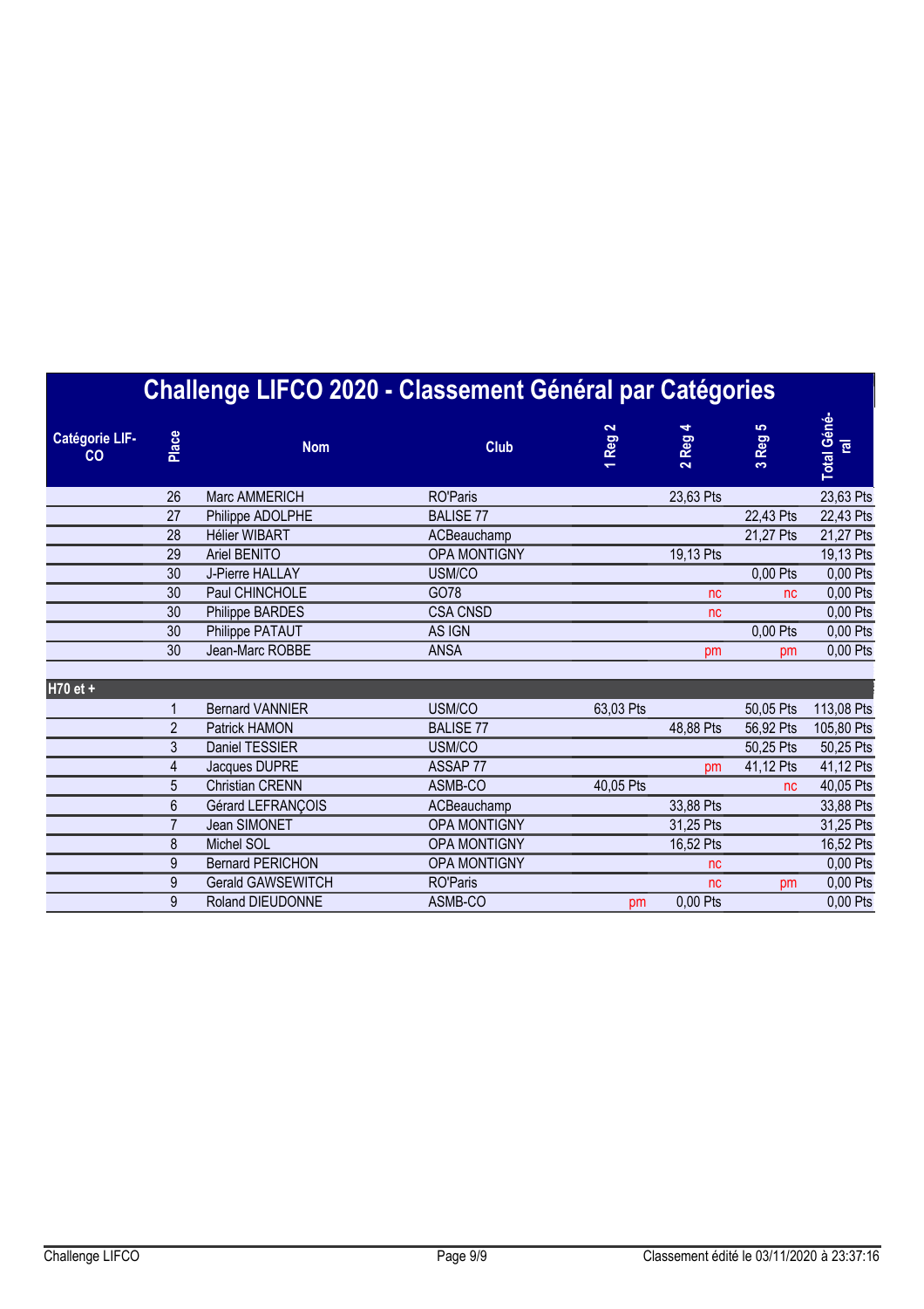# Challenge LIFCO 2020 - Classement Général par Catégories

| Catégorie LIF-CO | Place | Nom | Club | 1 Reg 2 | 2 Reg 4 | 3 Reg 5 | Total Général |
|---|---|---|---|---|---|---|---|
| | 26 | Marc AMMERICH | RO'Paris | | 23,63 Pts | | 23,63 Pts |
| | 27 | Philippe ADOLPHE | BALISE 77 | | | 22,43 Pts | 22,43 Pts |
| | 28 | Hélier WIBART | ACBeauchamp | | | 21,27 Pts | 21,27 Pts |
| | 29 | Ariel BENITO | OPA MONTIGNY | | 19,13 Pts | | 19,13 Pts |
| | 30 | J-Pierre HALLAY | USM/CO | | | 0,00 Pts | 0,00 Pts |
| | 30 | Paul CHINCHOLE | GO78 | | nc | nc | 0,00 Pts |
| | 30 | Philippe BARDES | CSA CNSD | | nc | | 0,00 Pts |
| | 30 | Philippe PATAUT | AS IGN | | | 0,00 Pts | 0,00 Pts |
| | 30 | Jean-Marc ROBBE | ANSA | | pm | pm | 0,00 Pts |
| **H70 et +** | | | | | | | |
| | 1 | Bernard VANNIER | USM/CO | 63,03 Pts | | 50,05 Pts | 113,08 Pts |
| | 2 | Patrick HAMON | BALISE 77 | | 48,88 Pts | 56,92 Pts | 105,80 Pts |
| | 3 | Daniel TESSIER | USM/CO | | | 50,25 Pts | 50,25 Pts |
| | 4 | Jacques DUPRE | ASSAP 77 | | pm | 41,12 Pts | 41,12 Pts |
| | 5 | Christian CRENN | ASMB-CO | 40,05 Pts | | nc | 40,05 Pts |
| | 6 | Gérard LEFRANÇOIS | ACBeauchamp | | 33,88 Pts | | 33,88 Pts |
| | 7 | Jean SIMONET | OPA MONTIGNY | | 31,25 Pts | | 31,25 Pts |
| | 8 | Michel SOL | OPA MONTIGNY | | 16,52 Pts | | 16,52 Pts |
| | 9 | Bernard PERICHON | OPA MONTIGNY | | nc | | 0,00 Pts |
| | 9 | Gerald GAWSEWITCH | RO'Paris | | nc | pm | 0,00 Pts |
| | 9 | Roland DIEUDONNE | ASMB-CO | pm | 0,00 Pts | | 0,00 Pts |

Challenge LIFCO — Classement édité le 03/11/2020 à 23:37:16